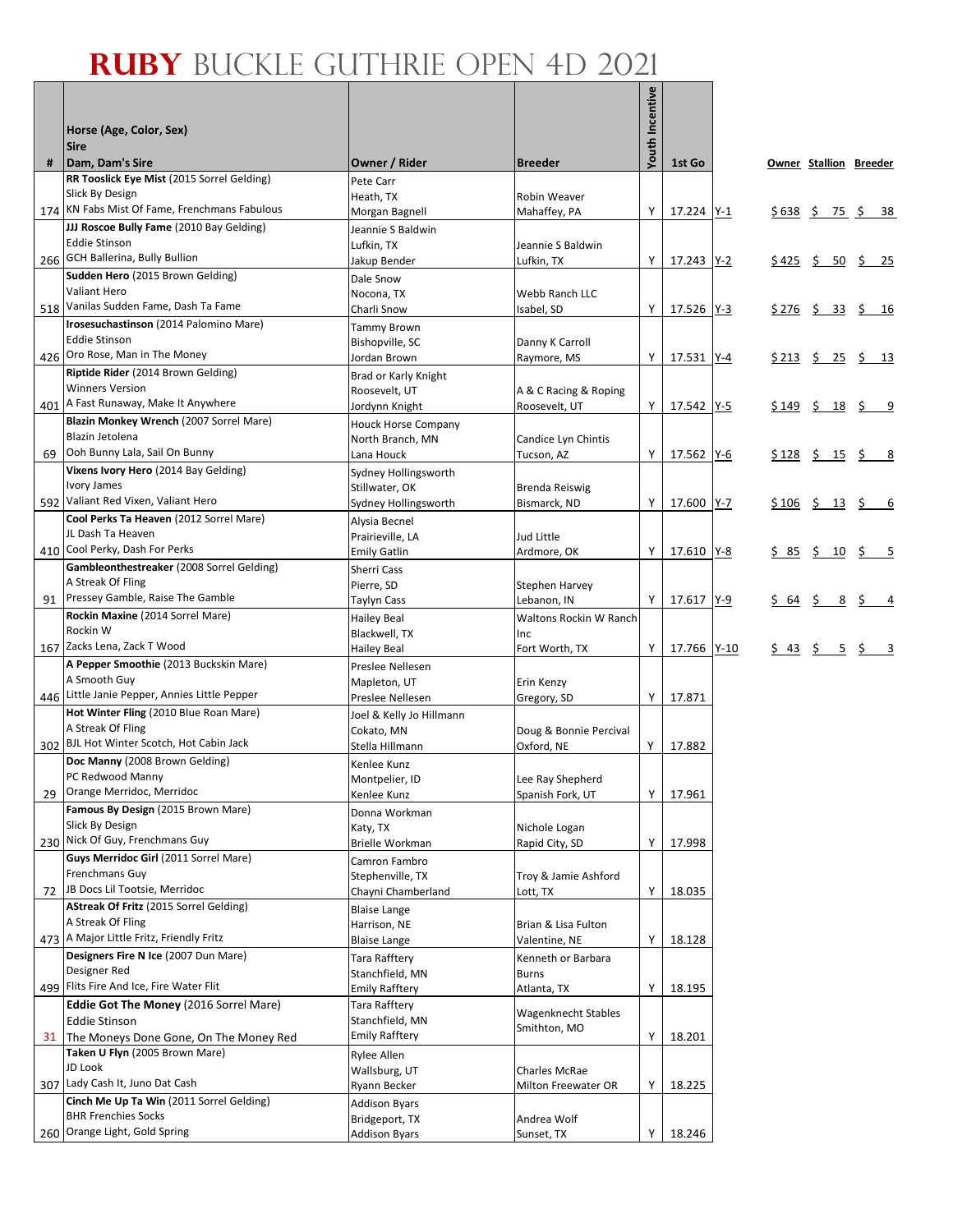# RUBY BUCKLE GUTHRIE OPEN 4D 2021

| # | Horse (Age, Color, Sex)<br>Sire<br>Dam, Dam's Sire | Owner / Rider | Breeder | Youth Incentive | 1st Go | | Owner | Stallion | Breeder |
|---|---|---|---|---|---|---|---|---|---|
| 174 | **RR Tooslick Eye Mist** (2015 Sorrel Gelding)<br>Slick By Design<br>KN Fabs Mist Of Fame, Frenchmans Fabulous | Pete Carr<br>Heath, TX<br>Morgan Bagnell | Robin Weaver<br>Mahaffey, PA | Y | 17.224 | Y-1 | $ 638 | $ 75 | $ 38 |
| 266 | **JJJ Roscoe Bully Fame** (2010 Bay Gelding)<br>Eddie Stinson<br>GCH Ballerina, Bully Bullion | Jeannie S Baldwin<br>Lufkin, TX<br>Jakup Bender | Jeannie S Baldwin<br>Lufkin, TX | Y | 17.243 | Y-2 | $ 425 | $ 50 | $ 25 |
| 518 | **Sudden Hero** (2015 Brown Gelding)<br>Valiant Hero<br>Vanilas Sudden Fame, Dash Ta Fame | Dale Snow<br>Nocona, TX<br>Charli Snow | Webb Ranch LLC<br>Isabel, SD | Y | 17.526 | Y-3 | $ 276 | $ 33 | $ 16 |
| 426 | **Irosesuchastinson** (2014 Palomino Mare)<br>Eddie Stinson<br>Oro Rose, Man in The Money | Tammy Brown<br>Bishopville, SC<br>Jordan Brown | Danny K Carroll<br>Raymore, MS | Y | 17.531 | Y-4 | $ 213 | $ 25 | $ 13 |
| 401 | **Riptide Rider** (2014 Brown Gelding)<br>Winners Version<br>A Fast Runaway, Make It Anywhere | Brad or Karly Knight<br>Roosevelt, UT<br>Jordynn Knight | A & C Racing & Roping<br>Roosevelt, UT | Y | 17.542 | Y-5 | $ 149 | $ 18 | $ 9 |
| 69 | **Blazin Monkey Wrench** (2007 Sorrel Mare)<br>Blazin Jetolena<br>Ooh Bunny Lala, Sail On Bunny | Houck Horse Company<br>North Branch, MN<br>Lana Houck | Candice Lyn Chintis<br>Tucson, AZ | Y | 17.562 | Y-6 | $ 128 | $ 15 | $ 8 |
| 592 | **Vixens Ivory Hero** (2014 Bay Gelding)<br>Ivory James<br>Valiant Red Vixen, Valiant Hero | Sydney Hollingsworth<br>Stillwater, OK<br>Sydney Hollingsworth | Brenda Reiswig<br>Bismarck, ND | Y | 17.600 | Y-7 | $ 106 | $ 13 | $ 6 |
| 410 | **Cool Perks Ta Heaven** (2012 Sorrel Mare)<br>JL Dash Ta Heaven<br>Cool Perky, Dash For Perks | Alysia Becnel<br>Prairieville, LA<br>Emily Gatlin | Jud Little<br>Ardmore, OK | Y | 17.610 | Y-8 | $ 85 | $ 10 | $ 5 |
| 91 | **Gambleonthestreaker** (2008 Sorrel Gelding)<br>A Streak Of Fling<br>Pressey Gamble, Raise The Gamble | Sherri Cass<br>Pierre, SD<br>Taylyn Cass | Stephen Harvey<br>Lebanon, IN | Y | 17.617 | Y-9 | $ 64 | $ 8 | $ 4 |
| 167 | **Rockin Maxine** (2014 Sorrel Mare)<br>Rockin W<br>Zacks Lena, Zack T Wood | Hailey Beal<br>Blackwell, TX<br>Hailey Beal | Waltons Rockin W Ranch Inc<br>Fort Worth, TX | Y | 17.766 | Y-10 | $ 43 | $ 5 | $ 3 |
| 446 | **A Pepper Smoothie** (2013 Buckskin Mare)<br>A Smooth Guy<br>Little Janie Pepper, Annies Little Pepper | Preslee Nellesen<br>Mapleton, UT<br>Preslee Nellesen | Erin Kenzy<br>Gregory, SD | Y | 17.871 | | | | |
| 302 | **Hot Winter Fling** (2010 Blue Roan Mare)<br>A Streak Of Fling<br>BJL Hot Winter Scotch, Hot Cabin Jack | Joel & Kelly Jo Hillmann<br>Cokato, MN<br>Stella Hillmann | Doug & Bonnie Percival<br>Oxford, NE | Y | 17.882 | | | | |
| 29 | **Doc Manny** (2008 Brown Gelding)<br>PC Redwood Manny<br>Orange Merridoc, Merridoc | Kenlee Kunz<br>Montpelier, ID<br>Kenlee Kunz | Lee Ray Shepherd<br>Spanish Fork, UT | Y | 17.961 | | | | |
| 230 | **Famous By Design** (2015 Brown Mare)<br>Slick By Design<br>Nick Of Guy, Frenchmans Guy | Donna Workman<br>Katy, TX<br>Brielle Workman | Nichole Logan<br>Rapid City, SD | Y | 17.998 | | | | |
| 72 | **Guys Merridoc Girl** (2011 Sorrel Mare)<br>Frenchmans Guy<br>JB Docs Lil Tootsie, Merridoc | Camron Fambro<br>Stephenville, TX<br>Chayni Chamberland | Troy & Jamie Ashford<br>Lott, TX | Y | 18.035 | | | | |
| 473 | **AStreak Of Fritz** (2015 Sorrel Gelding)<br>A Streak Of Fling<br>A Major Little Fritz, Friendly Fritz | Blaise Lange<br>Harrison, NE<br>Blaise Lange | Brian & Lisa Fulton<br>Valentine, NE | Y | 18.128 | | | | |
| 499 | **Designers Fire N Ice** (2007 Dun Mare)<br>Designer Red<br>Flits Fire And Ice, Fire Water Flit | Tara Rafftery<br>Stanchfield, MN<br>Emily Rafftery | Kenneth or Barbara Burns<br>Atlanta, TX | Y | 18.195 | | | | |
| 31 | **Eddie Got The Money** (2016 Sorrel Mare)<br>Eddie Stinson<br>The Moneys Done Gone, On The Money Red | Tara Rafftery<br>Stanchfield, MN<br>Emily Rafftery | Wagenknecht Stables<br>Smithton, MO | Y | 18.201 | | | | |
| 307 | **Taken U Flyn** (2005 Brown Mare)<br>JD Look<br>Lady Cash It, Juno Dat Cash | Rylee Allen<br>Wallsburg, UT<br>Ryann Becker | Charles McRae<br>Milton Freewater OR | Y | 18.225 | | | | |
| 260 | **Cinch Me Up Ta Win** (2011 Sorrel Gelding)<br>BHR Frenchies Socks<br>Orange Light, Gold Spring | Addison Byars<br>Bridgeport, TX<br>Addison Byars | Andrea Wolf<br>Sunset, TX | Y | 18.246 | | | | |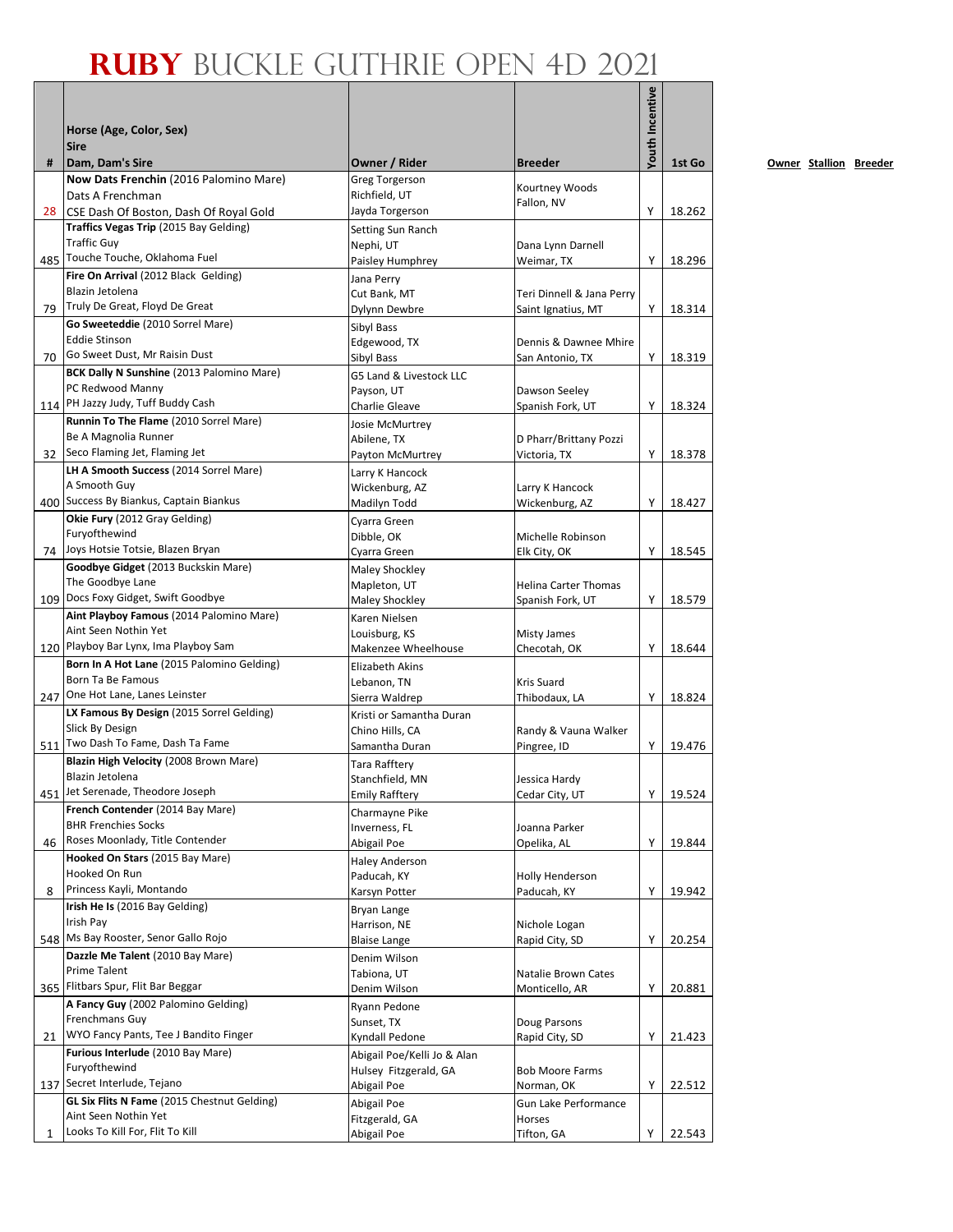# RUBY BUCKLE GUTHRIE OPEN 4D 2021

| # | Horse (Age, Color, Sex)<br>Sire<br>Dam, Dam's Sire | Owner / Rider | Breeder | Youth Incentive | 1st Go |
|---|---|---|---|---|---|
| 28 | **Now Dats Frenchin** (2016 Palomino Mare)<br>Dats A Frenchman<br>CSE Dash Of Boston, Dash Of Royal Gold | Greg Torgerson<br>Richfield, UT<br>Jayda Torgerson | Kourtney Woods<br>Fallon, NV | Y | 18.262 |
| 485 | **Traffics Vegas Trip** (2015 Bay Gelding)<br>Traffic Guy<br>Touche Touche, Oklahoma Fuel | Setting Sun Ranch<br>Nephi, UT<br>Paisley Humphrey | Dana Lynn Darnell<br>Weimar, TX | Y | 18.296 |
| 79 | **Fire On Arrival** (2012 Black Gelding)<br>Blazin Jetolena<br>Truly De Great, Floyd De Great | Jana Perry<br>Cut Bank, MT<br>Dylynn Dewbre | Teri Dinnell & Jana Perry<br>Saint Ignatius, MT | Y | 18.314 |
| 70 | **Go Sweeteddie** (2010 Sorrel Mare)<br>Eddie Stinson<br>Go Sweet Dust, Mr Raisin Dust | Sibyl Bass<br>Edgewood, TX<br>Sibyl Bass | Dennis & Dawnee Mhire<br>San Antonio, TX | Y | 18.319 |
| 114 | **BCK Dally N Sunshine** (2013 Palomino Mare)<br>PC Redwood Manny<br>PH Jazzy Judy, Tuff Buddy Cash | G5 Land & Livestock LLC<br>Payson, UT<br>Charlie Gleave | Dawson Seeley<br>Spanish Fork, UT | Y | 18.324 |
| 32 | **Runnin To The Flame** (2010 Sorrel Mare)<br>Be A Magnolia Runner<br>Seco Flaming Jet, Flaming Jet | Josie McMurtrey<br>Abilene, TX<br>Payton McMurtrey | D Pharr/Brittany Pozzi<br>Victoria, TX | Y | 18.378 |
| 400 | **LH A Smooth Success** (2014 Sorrel Mare)<br>A Smooth Guy<br>Success By Biankus, Captain Biankus | Larry K Hancock<br>Wickenburg, AZ<br>Madilyn Todd | Larry K Hancock<br>Wickenburg, AZ | Y | 18.427 |
| 74 | **Okie Fury** (2012 Gray Gelding)<br>Furyofthewind<br>Joys Hotsie Totsie, Blazen Bryan | Cyarra Green<br>Dibble, OK<br>Cyarra Green | Michelle Robinson<br>Elk City, OK | Y | 18.545 |
| 109 | **Goodbye Gidget** (2013 Buckskin Mare)<br>The Goodbye Lane<br>Docs Foxy Gidget, Swift Goodbye | Maley Shockley<br>Mapleton, UT<br>Maley Shockley | Helina Carter Thomas<br>Spanish Fork, UT | Y | 18.579 |
| 120 | **Aint Playboy Famous** (2014 Palomino Mare)<br>Aint Seen Nothin Yet<br>Playboy Bar Lynx, Ima Playboy Sam | Karen Nielsen<br>Louisburg, KS<br>Makenzee Wheelhouse | Misty James<br>Checotah, OK | Y | 18.644 |
| 247 | **Born In A Hot Lane** (2015 Palomino Gelding)<br>Born Ta Be Famous<br>One Hot Lane, Lanes Leinster | Elizabeth Akins<br>Lebanon, TN<br>Sierra Waldrep | Kris Suard<br>Thibodaux, LA | Y | 18.824 |
| 511 | **LX Famous By Design** (2015 Sorrel Gelding)<br>Slick By Design<br>Two Dash To Fame, Dash Ta Fame | Kristi or Samantha Duran<br>Chino Hills, CA<br>Samantha Duran | Randy & Vauna Walker<br>Pingree, ID | Y | 19.476 |
| 451 | **Blazin High Velocity** (2008 Brown Mare)<br>Blazin Jetolena<br>Jet Serenade, Theodore Joseph | Tara Rafftery<br>Stanchfield, MN<br>Emily Rafftery | Jessica Hardy<br>Cedar City, UT | Y | 19.524 |
| 46 | **French Contender** (2014 Bay Mare)<br>BHR Frenchies Socks<br>Roses Moonlady, Title Contender | Charmayne Pike<br>Inverness, FL<br>Abigail Poe | Joanna Parker<br>Opelika, AL | Y | 19.844 |
| 8 | **Hooked On Stars** (2015 Bay Mare)<br>Hooked On Run<br>Princess Kayli, Montando | Haley Anderson<br>Paducah, KY<br>Karsyn Potter | Holly Henderson<br>Paducah, KY | Y | 19.942 |
| 548 | **Irish He Is** (2016 Bay Gelding)<br>Irish Pay<br>Ms Bay Rooster, Senor Gallo Rojo | Bryan Lange<br>Harrison, NE<br>Blaise Lange | Nichole Logan<br>Rapid City, SD | Y | 20.254 |
| 365 | **Dazzle Me Talent** (2010 Bay Mare)<br>Prime Talent<br>Flitbars Spur, Flit Bar Beggar | Denim Wilson<br>Tabiona, UT<br>Denim Wilson | Natalie Brown Cates<br>Monticello, AR | Y | 20.881 |
| 21 | **A Fancy Guy** (2002 Palomino Gelding)<br>Frenchmans Guy<br>WYO Fancy Pants, Tee J Bandito Finger | Ryann Pedone<br>Sunset, TX<br>Kyndall Pedone | Doug Parsons<br>Rapid City, SD | Y | 21.423 |
| 137 | **Furious Interlude** (2010 Bay Mare)<br>Furyofthewind<br>Secret Interlude, Tejano | Abigail Poe/Kelli Jo & Alan Hulsey Fitzgerald, GA<br>Abigail Poe | Bob Moore Farms<br>Norman, OK | Y | 22.512 |
| 1 | **GL Six Flits N Fame** (2015 Chestnut Gelding)<br>Aint Seen Nothin Yet<br>Looks To Kill For, Flit To Kill | Abigail Poe<br>Fitzgerald, GA<br>Abigail Poe | Gun Lake Performance Horses<br>Tifton, GA | Y | 22.543 |

**Owner** **Stallion** **Breeder**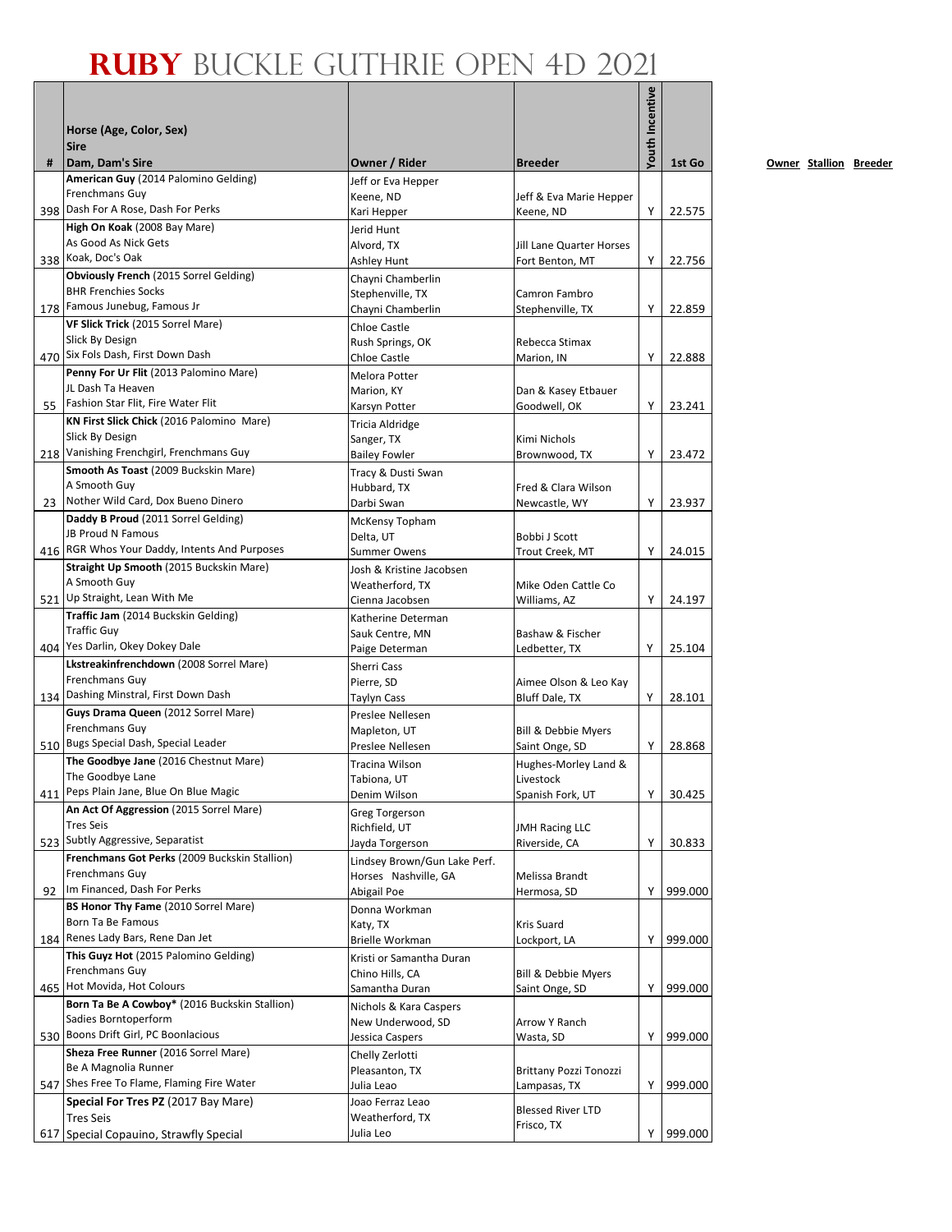# RUBY BUCKLE GUTHRIE OPEN 4D 2021

| # | Horse (Age, Color, Sex)<br>Sire<br>Dam, Dam's Sire | Owner / Rider | Breeder | Youth Incentive | 1st Go |
|---|---|---|---|---|---|
| 398 | **American Guy** (2014 Palomino Gelding)<br>Frenchmans Guy<br>Dash For A Rose, Dash For Perks | Jeff or Eva Hepper<br>Keene, ND<br>Kari Hepper | Jeff & Eva Marie Hepper<br>Keene, ND | Y | 22.575 |
| 338 | **High On Koak** (2008 Bay Mare)<br>As Good As Nick Gets<br>Koak, Doc's Oak | Jerid Hunt<br>Alvord, TX<br>Ashley Hunt | Jill Lane Quarter Horses<br>Fort Benton, MT | Y | 22.756 |
| 178 | **Obviously French** (2015 Sorrel Gelding)<br>BHR Frenchies Socks<br>Famous Junebug, Famous Jr | Chayni Chamberlin<br>Stephenville, TX<br>Chayni Chamberlin | Camron Fambro<br>Stephenville, TX | Y | 22.859 |
| 470 | **VF Slick Trick** (2015 Sorrel Mare)<br>Slick By Design<br>Six Fols Dash, First Down Dash | Chloe Castle<br>Rush Springs, OK<br>Chloe Castle | Rebecca Stimax<br>Marion, IN | Y | 22.888 |
| 55 | **Penny For Ur Flit** (2013 Palomino Mare)<br>JL Dash Ta Heaven<br>Fashion Star Flit, Fire Water Flit | Melora Potter<br>Marion, KY<br>Karsyn Potter | Dan & Kasey Etbauer<br>Goodwell, OK | Y | 23.241 |
| 218 | **KN First Slick Chick** (2016 Palomino Mare)<br>Slick By Design<br>Vanishing Frenchgirl, Frenchmans Guy | Tricia Aldridge<br>Sanger, TX<br>Bailey Fowler | Kimi Nichols<br>Brownwood, TX | Y | 23.472 |
| 23 | **Smooth As Toast** (2009 Buckskin Mare)<br>A Smooth Guy<br>Nother Wild Card, Dox Bueno Dinero | Tracy & Dusti Swan<br>Hubbard, TX<br>Darbi Swan | Fred & Clara Wilson<br>Newcastle, WY | Y | 23.937 |
| 416 | **Daddy B Proud** (2011 Sorrel Gelding)<br>JB Proud N Famous<br>RGR Whos Your Daddy, Intents And Purposes | McKensy Topham<br>Delta, UT<br>Summer Owens | Bobbi J Scott<br>Trout Creek, MT | Y | 24.015 |
| 521 | **Straight Up Smooth** (2015 Buckskin Mare)<br>A Smooth Guy<br>Up Straight, Lean With Me | Josh & Kristine Jacobsen<br>Weatherford, TX<br>Cienna Jacobsen | Mike Oden Cattle Co<br>Williams, AZ | Y | 24.197 |
| 404 | **Traffic Jam** (2014 Buckskin Gelding)<br>Traffic Guy<br>Yes Darlin, Okey Dokey Dale | Katherine Determan<br>Sauk Centre, MN<br>Paige Determan | Bashaw & Fischer<br>Ledbetter, TX | Y | 25.104 |
| 134 | **Lkstreakinfrenchdown** (2008 Sorrel Mare)<br>Frenchmans Guy<br>Dashing Minstral, First Down Dash | Sherri Cass<br>Pierre, SD<br>Taylyn Cass | Aimee Olson & Leo Kay<br>Bluff Dale, TX | Y | 28.101 |
| 510 | **Guys Drama Queen** (2012 Sorrel Mare)<br>Frenchmans Guy<br>Bugs Special Dash, Special Leader | Preslee Nellesen<br>Mapleton, UT<br>Preslee Nellesen | Bill & Debbie Myers<br>Saint Onge, SD | Y | 28.868 |
| 411 | **The Goodbye Jane** (2016 Chestnut Mare)<br>The Goodbye Lane<br>Peps Plain Jane, Blue On Blue Magic | Tracina Wilson<br>Tabiona, UT<br>Denim Wilson | Hughes-Morley Land & Livestock<br>Spanish Fork, UT | Y | 30.425 |
| 523 | **An Act Of Aggression** (2015 Sorrel Mare)<br>Tres Seis<br>Subtly Aggressive, Separatist | Greg Torgerson<br>Richfield, UT<br>Jayda Torgerson | JMH Racing LLC<br>Riverside, CA | Y | 30.833 |
| 92 | **Frenchmans Got Perks** (2009 Buckskin Stallion)<br>Frenchmans Guy<br>Im Financed, Dash For Perks | Lindsey Brown/Gun Lake Perf. Horses Nashville, GA<br>Abigail Poe | Melissa Brandt<br>Hermosa, SD | Y | 999.000 |
| 184 | **BS Honor Thy Fame** (2010 Sorrel Mare)<br>Born Ta Be Famous<br>Renes Lady Bars, Rene Dan Jet | Donna Workman<br>Katy, TX<br>Brielle Workman | Kris Suard<br>Lockport, LA | Y | 999.000 |
| 465 | **This Guyz Hot** (2015 Palomino Gelding)<br>Frenchmans Guy<br>Hot Movida, Hot Colours | Kristi or Samantha Duran<br>Chino Hills, CA<br>Samantha Duran | Bill & Debbie Myers<br>Saint Onge, SD | Y | 999.000 |
| 530 | **Born Ta Be A Cowboy*** (2016 Buckskin Stallion)<br>Sadies Borntoperform<br>Boons Drift Girl, PC Boonlacious | Nichols & Kara Caspers<br>New Underwood, SD<br>Jessica Caspers | Arrow Y Ranch<br>Wasta, SD | Y | 999.000 |
| 547 | **Sheza Free Runner** (2016 Sorrel Mare)<br>Be A Magnolia Runner<br>Shes Free To Flame, Flaming Fire Water | Chelly Zerlotti<br>Pleasanton, TX<br>Julia Leao | Brittany Pozzi Tonozzi<br>Lampasas, TX | Y | 999.000 |
| 617 | **Special For Tres PZ** (2017 Bay Mare)<br>Tres Seis<br>Special Copauino, Strawfly Special | Joao Ferraz Leao<br>Weatherford, TX<br>Julia Leo | Blessed River LTD<br>Frisco, TX | Y | 999.000 |

**Owner** **Stallion** **Breeder**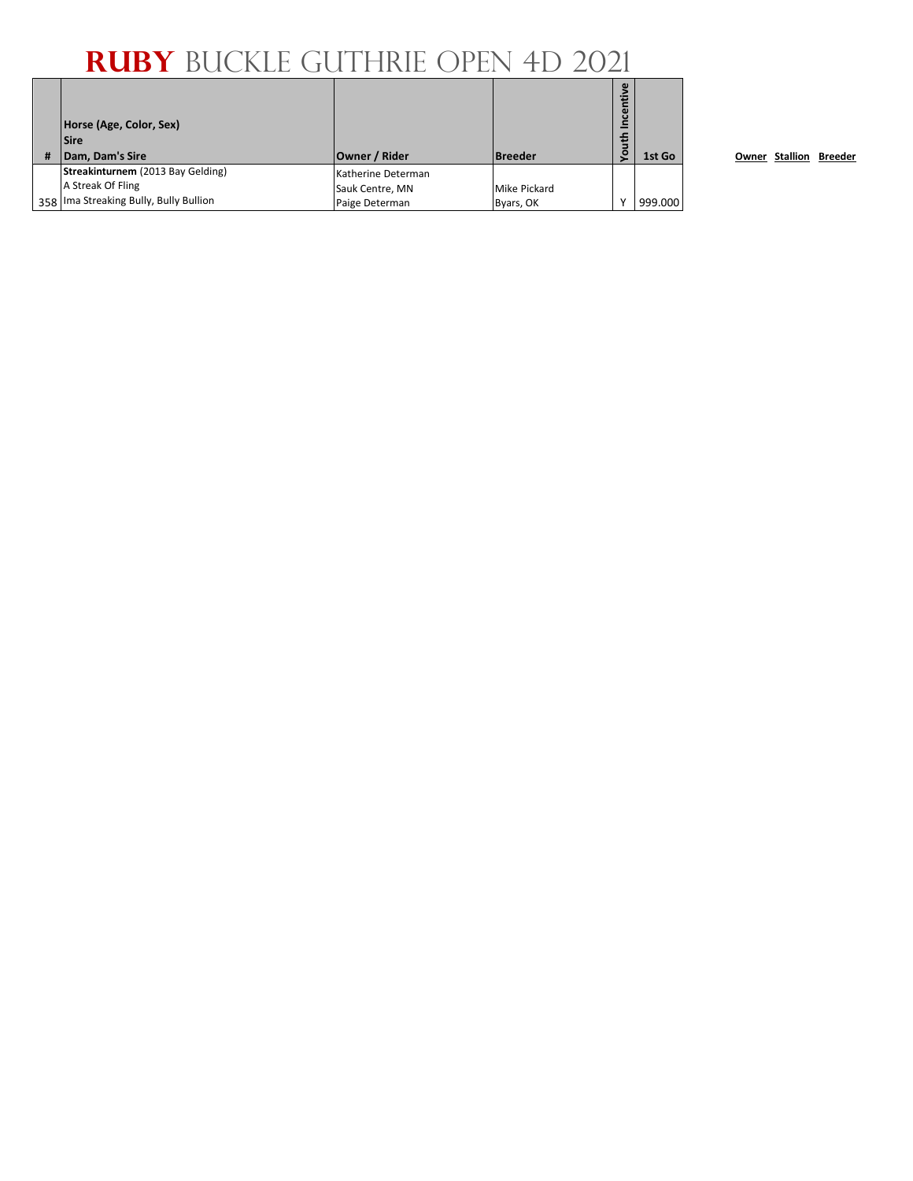# **RUBY** BUCKLE GUTHRIE OPEN 4D 2021

| # | Horse (Age, Color, Sex)<br>Sire<br>Dam, Dam's Sire | Owner / Rider | Breeder | Youth Incentive | 1st Go |
|---|---|---|---|---|---|
| 358 | **Streakinturnem** (2013 Bay Gelding)<br>A Streak Of Fling<br>Ima Streaking Bully, Bully Bullion | Katherine Determan<br>Sauk Centre, MN<br>Paige Determan | Mike Pickard<br>Byars, OK | Y | 999.000 |

Owner Stallion Breeder